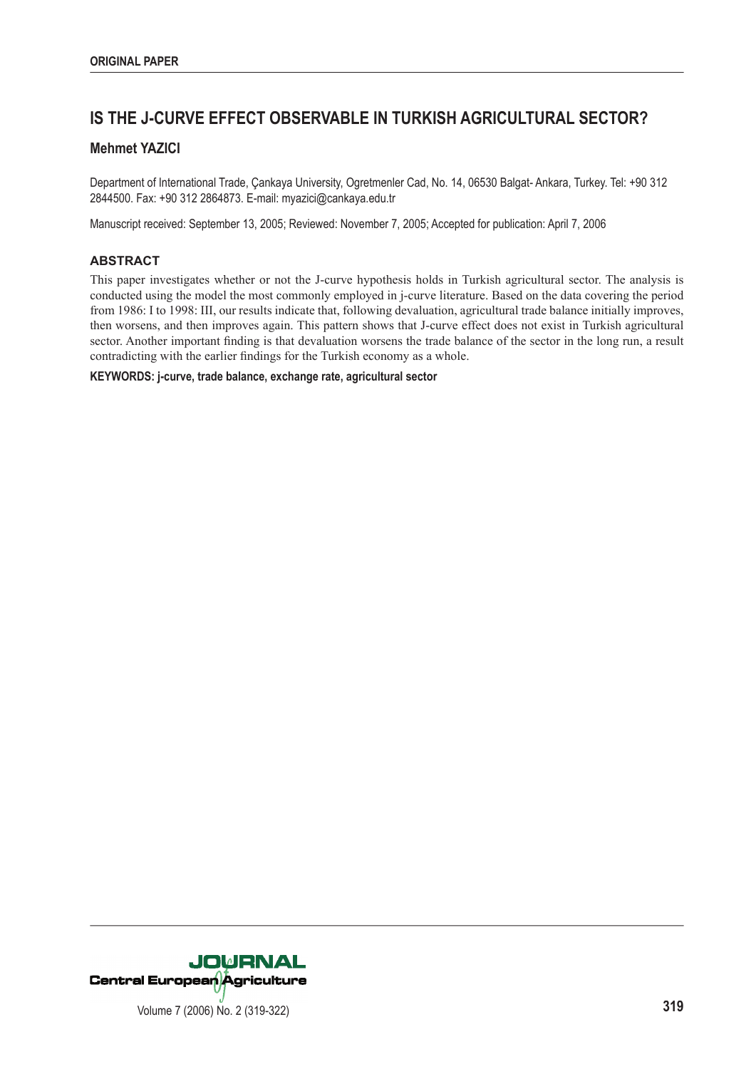**ORIGINAL PAPER**

# IS THE J-CURVE EFFECT OBSERVABLE IN TURKISH AGRICULTURAL SECTOR?

**Mehmet YAZICI**

Department of International Trade, Çankaya University, Ogretmenler Cad, No. 14, 06530 Balgat- Ankara, Turkey. Tel: +90 312 2844500. Fax: +90 312 2864873. E-mail: myazici@cankaya.edu.tr

Manuscript received: September 13, 2005; Reviewed: November 7, 2005; Accepted for publication: April 7, 2006

## ABSTRACT

This paper investigates whether or not the J-curve hypothesis holds in Turkish agricultural sector. The analysis is conducted using the model the most commonly employed in j-curve literature. Based on the data covering the period from 1986: I to 1998: III, our results indicate that, following devaluation, agricultural trade balance initially improves, then worsens, and then improves again. This pattern shows that J-curve effect does not exist in Turkish agricultural sector. Another important finding is that devaluation worsens the trade balance of the sector in the long run, a result contradicting with the earlier findings for the Turkish economy as a whole.

**KEYWORDS: j-curve, trade balance, exchange rate, agricultural sector**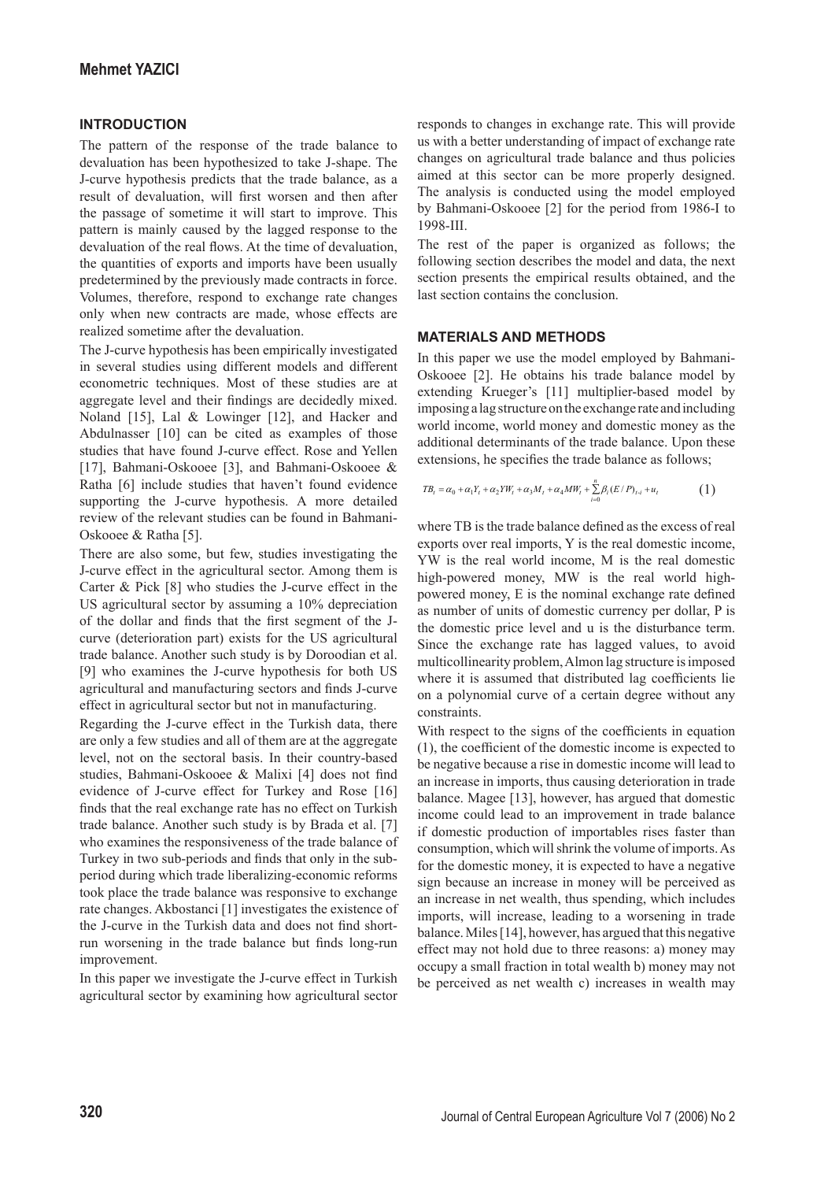## INTRODUCTION

The pattern of the response of the trade balance to devaluation has been hypothesized to take J-shape. The J-curve hypothesis predicts that the trade balance, as a result of devaluation, will first worsen and then after the passage of sometime it will start to improve. This pattern is mainly caused by the lagged response to the devaluation of the real flows. At the time of devaluation, the quantities of exports and imports have been usually predetermined by the previously made contracts in force. Volumes, therefore, respond to exchange rate changes only when new contracts are made, whose effects are realized sometime after the devaluation.

The J-curve hypothesis has been empirically investigated in several studies using different models and different econometric techniques. Most of these studies are at aggregate level and their findings are decidedly mixed. Noland [15], Lal & Lowinger [12], and Hacker and Abdulnasser [10] can be cited as examples of those studies that have found J-curve effect. Rose and Yellen [17], Bahmani-Oskooee [3], and Bahmani-Oskooee & Ratha [6] include studies that haven't found evidence supporting the J-curve hypothesis. A more detailed review of the relevant studies can be found in Bahmani-Oskooee & Ratha [5].

There are also some, but few, studies investigating the J-curve effect in the agricultural sector. Among them is Carter & Pick [8] who studies the J-curve effect in the US agricultural sector by assuming a 10% depreciation of the dollar and finds that the first segment of the J-curve (deterioration part) exists for the US agricultural trade balance. Another such study is by Doroodian et al. [9] who examines the J-curve hypothesis for both US agricultural and manufacturing sectors and finds J-curve effect in agricultural sector but not in manufacturing.

Regarding the J-curve effect in the Turkish data, there are only a few studies and all of them are at the aggregate level, not on the sectoral basis. In their country-based studies, Bahmani-Oskooee & Malixi [4] does not find evidence of J-curve effect for Turkey and Rose [16] finds that the real exchange rate has no effect on Turkish trade balance. Another such study is by Brada et al. [7] who examines the responsiveness of the trade balance of Turkey in two sub-periods and finds that only in the sub-period during which trade liberalizing-economic reforms took place the trade balance was responsive to exchange rate changes. Akbostanci [1] investigates the existence of the J-curve in the Turkish data and does not find short-run worsening in the trade balance but finds long-run improvement.

In this paper we investigate the J-curve effect in Turkish agricultural sector by examining how agricultural sector responds to changes in exchange rate. This will provide us with a better understanding of impact of exchange rate changes on agricultural trade balance and thus policies aimed at this sector can be more properly designed. The analysis is conducted using the model employed by Bahmani-Oskooee [2] for the period from 1986-I to 1998-III.

The rest of the paper is organized as follows; the following section describes the model and data, the next section presents the empirical results obtained, and the last section contains the conclusion.

## MATERIALS AND METHODS

In this paper we use the model employed by Bahmani-Oskooee [2]. He obtains his trade balance model by extending Krueger's [11] multiplier-based model by imposing a lag structure on the exchange rate and including world income, world money and domestic money as the additional determinants of the trade balance. Upon these extensions, he specifies the trade balance as follows;

$$TB_t = \alpha_0 + \alpha_1 Y_t + \alpha_2 YW_t + \alpha_3 M_t + \alpha_4 MW_t + \sum_{i=0}^{n} \beta_i (E/P)_{t-i} + u_t \qquad (1)$$

where TB is the trade balance defined as the excess of real exports over real imports, Y is the real domestic income, YW is the real world income, M is the real domestic high-powered money, MW is the real world high-powered money, E is the nominal exchange rate defined as number of units of domestic currency per dollar, P is the domestic price level and u is the disturbance term. Since the exchange rate has lagged values, to avoid multicollinearity problem, Almon lag structure is imposed where it is assumed that distributed lag coefficients lie on a polynomial curve of a certain degree without any constraints.

With respect to the signs of the coefficients in equation (1), the coefficient of the domestic income is expected to be negative because a rise in domestic income will lead to an increase in imports, thus causing deterioration in trade balance. Magee [13], however, has argued that domestic income could lead to an improvement in trade balance if domestic production of importables rises faster than consumption, which will shrink the volume of imports. As for the domestic money, it is expected to have a negative sign because an increase in money will be perceived as an increase in net wealth, thus spending, which includes imports, will increase, leading to a worsening in trade balance. Miles [14], however, has argued that this negative effect may not hold due to three reasons: a) money may occupy a small fraction in total wealth b) money may not be perceived as net wealth c) increases in wealth may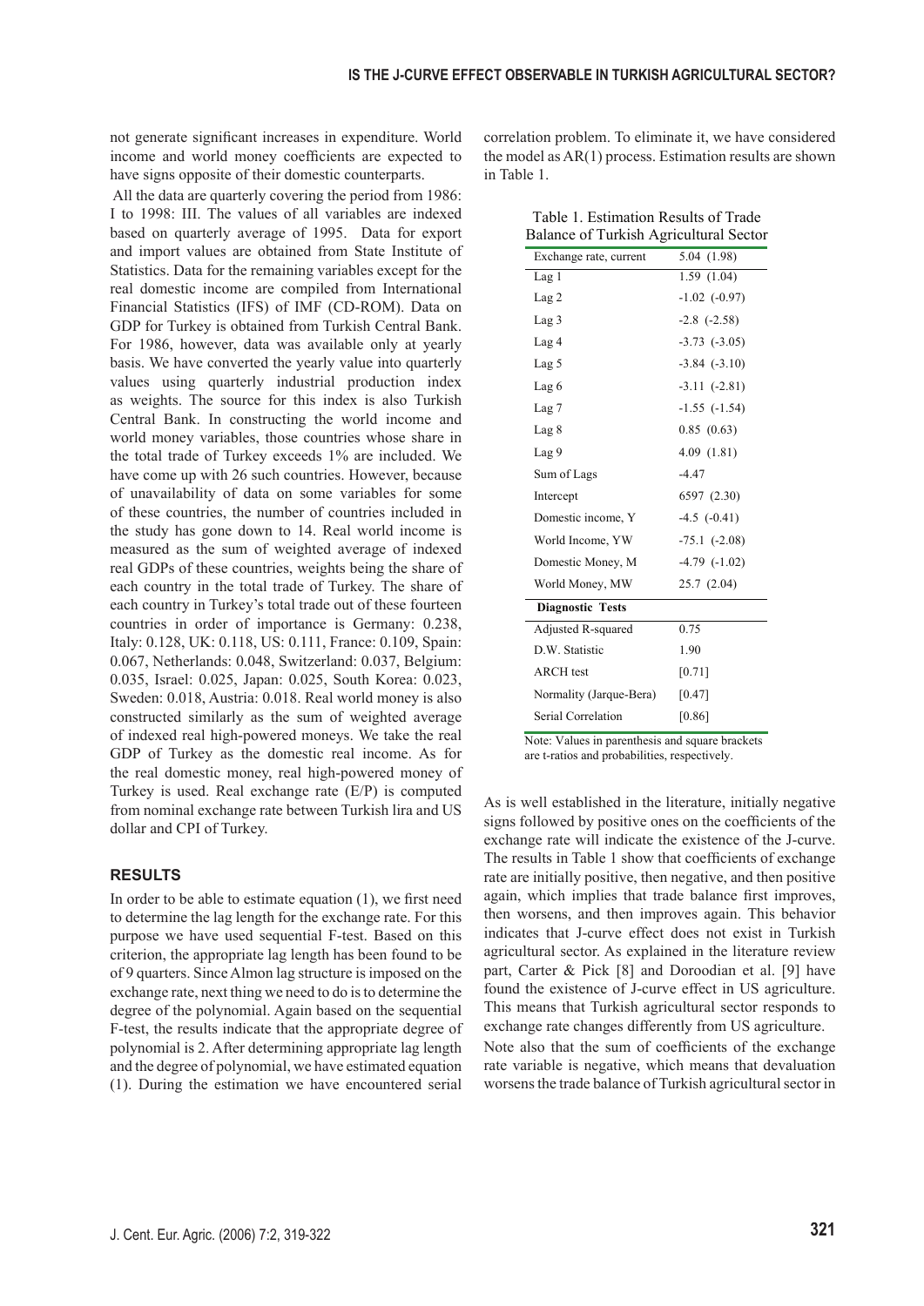not generate significant increases in expenditure. World income and world money coefficients are expected to have signs opposite of their domestic counterparts.

All the data are quarterly covering the period from 1986: I to 1998: III. The values of all variables are indexed based on quarterly average of 1995. Data for export and import values are obtained from State Institute of Statistics. Data for the remaining variables except for the real domestic income are compiled from International Financial Statistics (IFS) of IMF (CD-ROM). Data on GDP for Turkey is obtained from Turkish Central Bank. For 1986, however, data was available only at yearly basis. We have converted the yearly value into quarterly values using quarterly industrial production index as weights. The source for this index is also Turkish Central Bank. In constructing the world income and world money variables, those countries whose share in the total trade of Turkey exceeds 1% are included. We have come up with 26 such countries. However, because of unavailability of data on some variables for some of these countries, the number of countries included in the study has gone down to 14. Real world income is measured as the sum of weighted average of indexed real GDPs of these countries, weights being the share of each country in the total trade of Turkey. The share of each country in Turkey's total trade out of these fourteen countries in order of importance is Germany: 0.238, Italy: 0.128, UK: 0.118, US: 0.111, France: 0.109, Spain: 0.067, Netherlands: 0.048, Switzerland: 0.037, Belgium: 0.035, Israel: 0.025, Japan: 0.025, South Korea: 0.023, Sweden: 0.018, Austria: 0.018. Real world money is also constructed similarly as the sum of weighted average of indexed real high-powered moneys. We take the real GDP of Turkey as the domestic real income. As for the real domestic money, real high-powered money of Turkey is used. Real exchange rate (E/P) is computed from nominal exchange rate between Turkish lira and US dollar and CPI of Turkey.

## RESULTS

In order to be able to estimate equation (1), we first need to determine the lag length for the exchange rate. For this purpose we have used sequential F-test. Based on this criterion, the appropriate lag length has been found to be of 9 quarters. Since Almon lag structure is imposed on the exchange rate, next thing we need to do is to determine the degree of the polynomial. Again based on the sequential F-test, the results indicate that the appropriate degree of polynomial is 2. After determining appropriate lag length and the degree of polynomial, we have estimated equation (1). During the estimation we have encountered serial correlation problem. To eliminate it, we have considered the model as AR(1) process. Estimation results are shown in Table 1.

Table 1. Estimation Results of Trade Balance of Turkish Agricultural Sector

| Exchange rate, current | 5.04 (1.98) |
|---|---|
| Lag 1 | 1.59 (1.04) |
| Lag 2 | -1.02 (-0.97) |
| Lag 3 | -2.8 (-2.58) |
| Lag 4 | -3.73 (-3.05) |
| Lag 5 | -3.84 (-3.10) |
| Lag 6 | -3.11 (-2.81) |
| Lag 7 | -1.55 (-1.54) |
| Lag 8 | 0.85 (0.63) |
| Lag 9 | 4.09 (1.81) |
| Sum of Lags | -4.47 |
| Intercept | 6597 (2.30) |
| Domestic income, Y | -4.5 (-0.41) |
| World Income, YW | -75.1 (-2.08) |
| Domestic Money, M | -4.79 (-1.02) |
| World Money, MW | 25.7 (2.04) |
| **Diagnostic Tests** | |
| Adjusted R-squared | 0.75 |
| D.W. Statistic | 1.90 |
| ARCH test | [0.71] |
| Normality (Jarque-Bera) | [0.47] |
| Serial Correlation | [0.86] |

Note: Values in parenthesis and square brackets are t-ratios and probabilities, respectively.

As is well established in the literature, initially negative signs followed by positive ones on the coefficients of the exchange rate will indicate the existence of the J-curve. The results in Table 1 show that coefficients of exchange rate are initially positive, then negative, and then positive again, which implies that trade balance first improves, then worsens, and then improves again. This behavior indicates that J-curve effect does not exist in Turkish agricultural sector. As explained in the literature review part, Carter & Pick [8] and Doroodian et al. [9] have found the existence of J-curve effect in US agriculture. This means that Turkish agricultural sector responds to exchange rate changes differently from US agriculture.

Note also that the sum of coefficients of the exchange rate variable is negative, which means that devaluation worsens the trade balance of Turkish agricultural sector in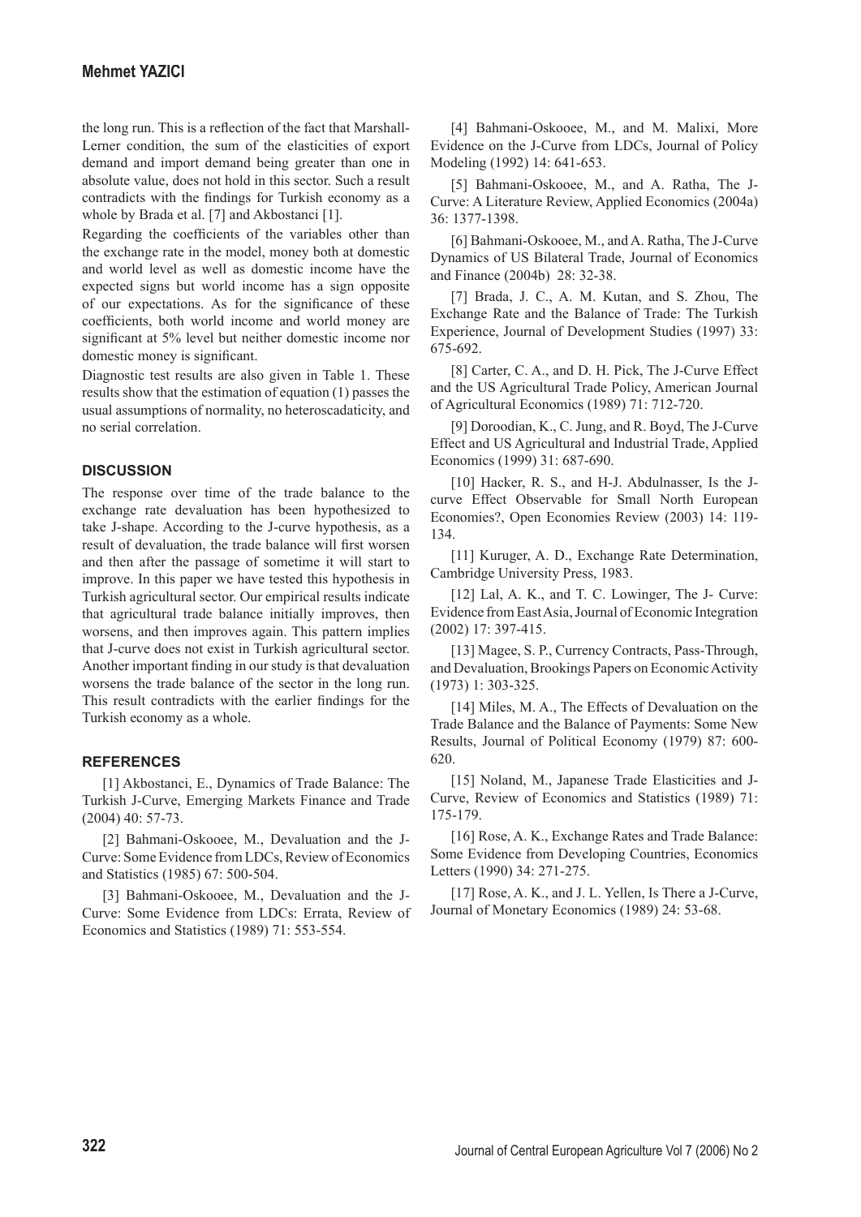the long run. This is a reflection of the fact that Marshall-Lerner condition, the sum of the elasticities of export demand and import demand being greater than one in absolute value, does not hold in this sector. Such a result contradicts with the findings for Turkish economy as a whole by Brada et al. [7] and Akbostanci [1].

Regarding the coefficients of the variables other than the exchange rate in the model, money both at domestic and world level as well as domestic income have the expected signs but world income has a sign opposite of our expectations. As for the significance of these coefficients, both world income and world money are significant at 5% level but neither domestic income nor domestic money is significant.

Diagnostic test results are also given in Table 1. These results show that the estimation of equation (1) passes the usual assumptions of normality, no heteroscadaticity, and no serial correlation.

## DISCUSSION

The response over time of the trade balance to the exchange rate devaluation has been hypothesized to take J-shape. According to the J-curve hypothesis, as a result of devaluation, the trade balance will first worsen and then after the passage of sometime it will start to improve. In this paper we have tested this hypothesis in Turkish agricultural sector. Our empirical results indicate that agricultural trade balance initially improves, then worsens, and then improves again. This pattern implies that J-curve does not exist in Turkish agricultural sector. Another important finding in our study is that devaluation worsens the trade balance of the sector in the long run. This result contradicts with the earlier findings for the Turkish economy as a whole.

## REFERENCES

[1] Akbostanci, E., Dynamics of Trade Balance: The Turkish J-Curve, Emerging Markets Finance and Trade (2004) 40: 57-73.

[2] Bahmani-Oskooee, M., Devaluation and the J-Curve: Some Evidence from LDCs, Review of Economics and Statistics (1985) 67: 500-504.

[3] Bahmani-Oskooee, M., Devaluation and the J-Curve: Some Evidence from LDCs: Errata, Review of Economics and Statistics (1989) 71: 553-554.

[4] Bahmani-Oskooee, M., and M. Malixi, More Evidence on the J-Curve from LDCs, Journal of Policy Modeling (1992) 14: 641-653.

[5] Bahmani-Oskooee, M., and A. Ratha, The J-Curve: A Literature Review, Applied Economics (2004a) 36: 1377-1398.

[6] Bahmani-Oskooee, M., and A. Ratha, The J-Curve Dynamics of US Bilateral Trade, Journal of Economics and Finance (2004b) 28: 32-38.

[7] Brada, J. C., A. M. Kutan, and S. Zhou, The Exchange Rate and the Balance of Trade: The Turkish Experience, Journal of Development Studies (1997) 33: 675-692.

[8] Carter, C. A., and D. H. Pick, The J-Curve Effect and the US Agricultural Trade Policy, American Journal of Agricultural Economics (1989) 71: 712-720.

[9] Doroodian, K., C. Jung, and R. Boyd, The J-Curve Effect and US Agricultural and Industrial Trade, Applied Economics (1999) 31: 687-690.

[10] Hacker, R. S., and H-J. Abdulnasser, Is the J-curve Effect Observable for Small North European Economies?, Open Economies Review (2003) 14: 119-134.

[11] Kuruger, A. D., Exchange Rate Determination, Cambridge University Press, 1983.

[12] Lal, A. K., and T. C. Lowinger, The J- Curve: Evidence from East Asia, Journal of Economic Integration (2002) 17: 397-415.

[13] Magee, S. P., Currency Contracts, Pass-Through, and Devaluation, Brookings Papers on Economic Activity (1973) 1: 303-325.

[14] Miles, M. A., The Effects of Devaluation on the Trade Balance and the Balance of Payments: Some New Results, Journal of Political Economy (1979) 87: 600-620.

[15] Noland, M., Japanese Trade Elasticities and J-Curve, Review of Economics and Statistics (1989) 71: 175-179.

[16] Rose, A. K., Exchange Rates and Trade Balance: Some Evidence from Developing Countries, Economics Letters (1990) 34: 271-275.

[17] Rose, A. K., and J. L. Yellen, Is There a J-Curve, Journal of Monetary Economics (1989) 24: 53-68.